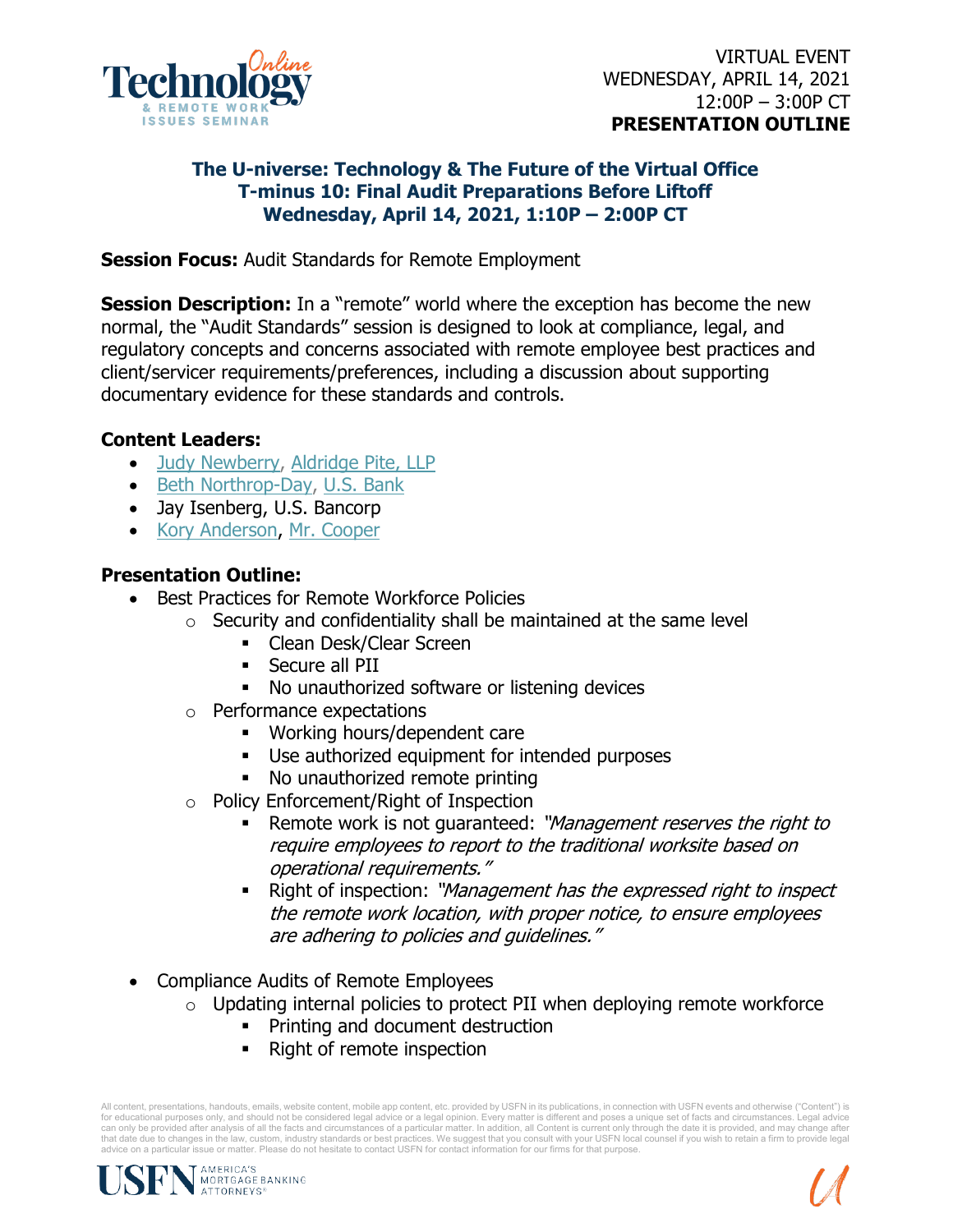VIRTUAL EVENT
WEDNESDAY, APRIL 14, 2021
12:00P – 3:00P CT
**PRESENTATION OUTLINE**

## The U-niverse: Technology & The Future of the Virtual Office
## T-minus 10: Final Audit Preparations Before Liftoff
## Wednesday, April 14, 2021, 1:10P – 2:00P CT

**Session Focus:** Audit Standards for Remote Employment

**Session Description:** In a "remote" world where the exception has become the new normal, the "Audit Standards" session is designed to look at compliance, legal, and regulatory concepts and concerns associated with remote employee best practices and client/servicer requirements/preferences, including a discussion about supporting documentary evidence for these standards and controls.

**Content Leaders:**

- Judy Newberry, Aldridge Pite, LLP
- Beth Northrop-Day, U.S. Bank
- Jay Isenberg, U.S. Bancorp
- Kory Anderson, Mr. Cooper

**Presentation Outline:**

- Best Practices for Remote Workforce Policies
  - Security and confidentiality shall be maintained at the same level
    - Clean Desk/Clear Screen
    - Secure all PII
    - No unauthorized software or listening devices
  - Performance expectations
    - Working hours/dependent care
    - Use authorized equipment for intended purposes
    - No unauthorized remote printing
  - Policy Enforcement/Right of Inspection
    - Remote work is not guaranteed: *"Management reserves the right to require employees to report to the traditional worksite based on operational requirements."*
    - Right of inspection: *"Management has the expressed right to inspect the remote work location, with proper notice, to ensure employees are adhering to policies and guidelines."*

- Compliance Audits of Remote Employees
  - Updating internal policies to protect PII when deploying remote workforce
    - Printing and document destruction
    - Right of remote inspection

All content, presentations, handouts, emails, website content, mobile app content, etc. provided by USFN in its publications, in connection with USFN events and otherwise ("Content") is for educational purposes only, and should not be considered legal advice or a legal opinion. Every matter is different and poses a unique set of facts and circumstances. Legal advice can only be provided after analysis of all the facts and circumstances of a particular matter. In addition, all Content is current only through the date it is provided, and may change after that date due to changes in the law, custom, industry standards or best practices. We suggest that you consult with your USFN local counsel if you wish to retain a firm to provide legal advice on a particular issue or matter. Please do not hesitate to contact USFN for contact information for our firms for that purpose.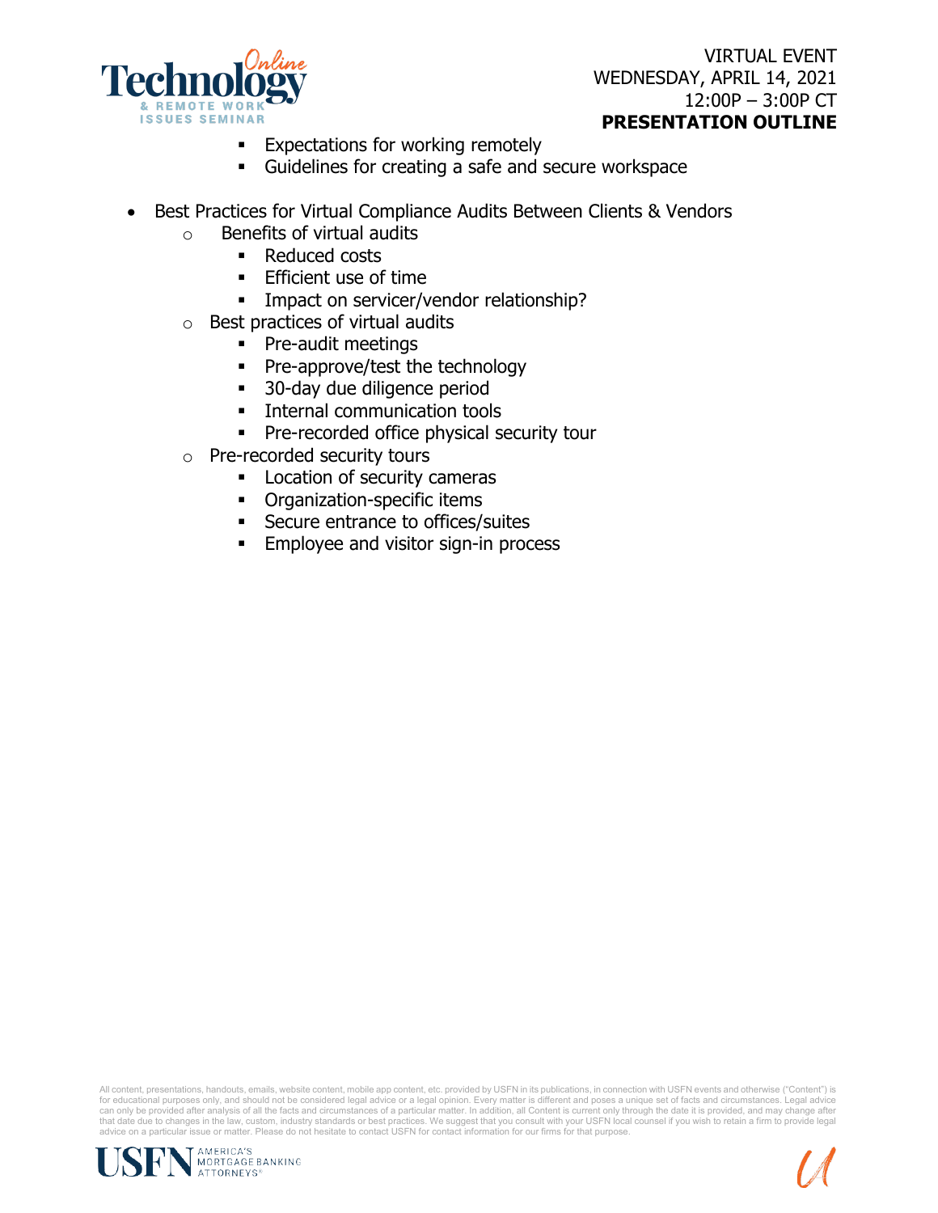- Expectations for working remotely
- Guidelines for creating a safe and secure workspace

- Best Practices for Virtual Compliance Audits Between Clients & Vendors
  - Benefits of virtual audits
    - Reduced costs
    - Efficient use of time
    - Impact on servicer/vendor relationship?
  - Best practices of virtual audits
    - Pre-audit meetings
    - Pre-approve/test the technology
    - 30-day due diligence period
    - Internal communication tools
    - Pre-recorded office physical security tour
  - Pre-recorded security tours
    - Location of security cameras
    - Organization-specific items
    - Secure entrance to offices/suites
    - Employee and visitor sign-in process